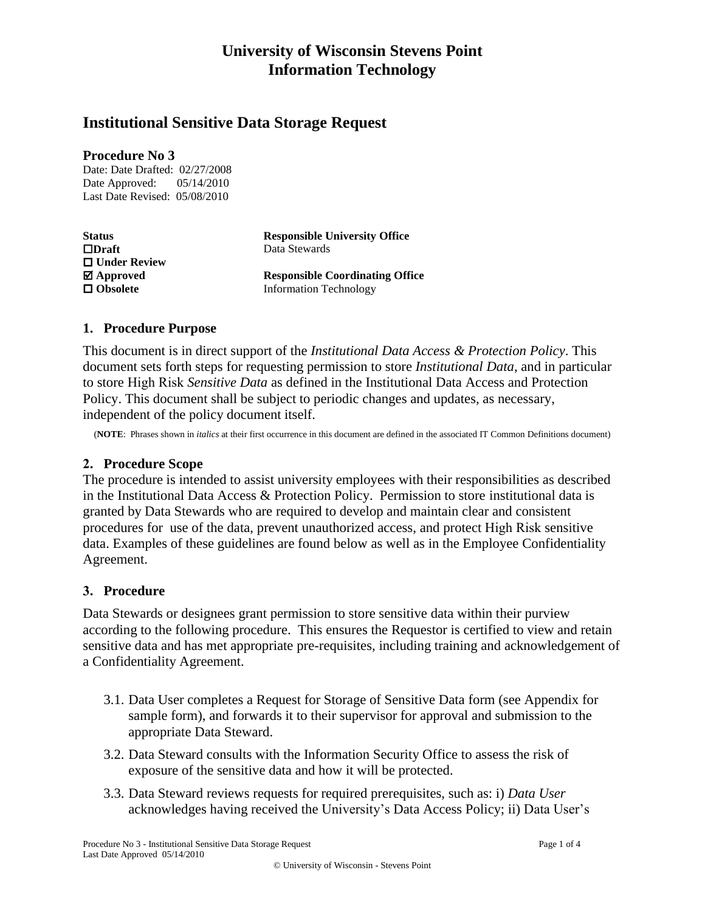# University of Wisconsin Stevens Point
# Information Technology

## Institutional Sensitive Data Storage Request

### Procedure No 3

Date: Date Drafted: 02/27/2008
Date Approved: 05/14/2010
Last Date Revised: 05/08/2010

| **Status** | **Responsible University Office** |
|---|---|
| ☐ **Draft** | Data Stewards |
| ☐ **Under Review** | |
| ☑ **Approved** | **Responsible Coordinating Office** |
| ☐ **Obsolete** | Information Technology |

### 1. Procedure Purpose

This document is in direct support of the *Institutional Data Access & Protection Policy*. This document sets forth steps for requesting permission to store *Institutional Data*, and in particular to store High Risk *Sensitive Data* as defined in the Institutional Data Access and Protection Policy. This document shall be subject to periodic changes and updates, as necessary, independent of the policy document itself.

(**NOTE**: Phrases shown in *italics* at their first occurrence in this document are defined in the associated IT Common Definitions document)

### 2. Procedure Scope

The procedure is intended to assist university employees with their responsibilities as described in the Institutional Data Access & Protection Policy. Permission to store institutional data is granted by Data Stewards who are required to develop and maintain clear and consistent procedures for use of the data, prevent unauthorized access, and protect High Risk sensitive data. Examples of these guidelines are found below as well as in the Employee Confidentiality Agreement.

### 3. Procedure

Data Stewards or designees grant permission to store sensitive data within their purview according to the following procedure. This ensures the Requestor is certified to view and retain sensitive data and has met appropriate pre-requisites, including training and acknowledgement of a Confidentiality Agreement.

3.1. Data User completes a Request for Storage of Sensitive Data form (see Appendix for sample form), and forwards it to their supervisor for approval and submission to the appropriate Data Steward.

3.2. Data Steward consults with the Information Security Office to assess the risk of exposure of the sensitive data and how it will be protected.

3.3. Data Steward reviews requests for required prerequisites, such as: i) *Data User* acknowledges having received the University's Data Access Policy; ii) Data User's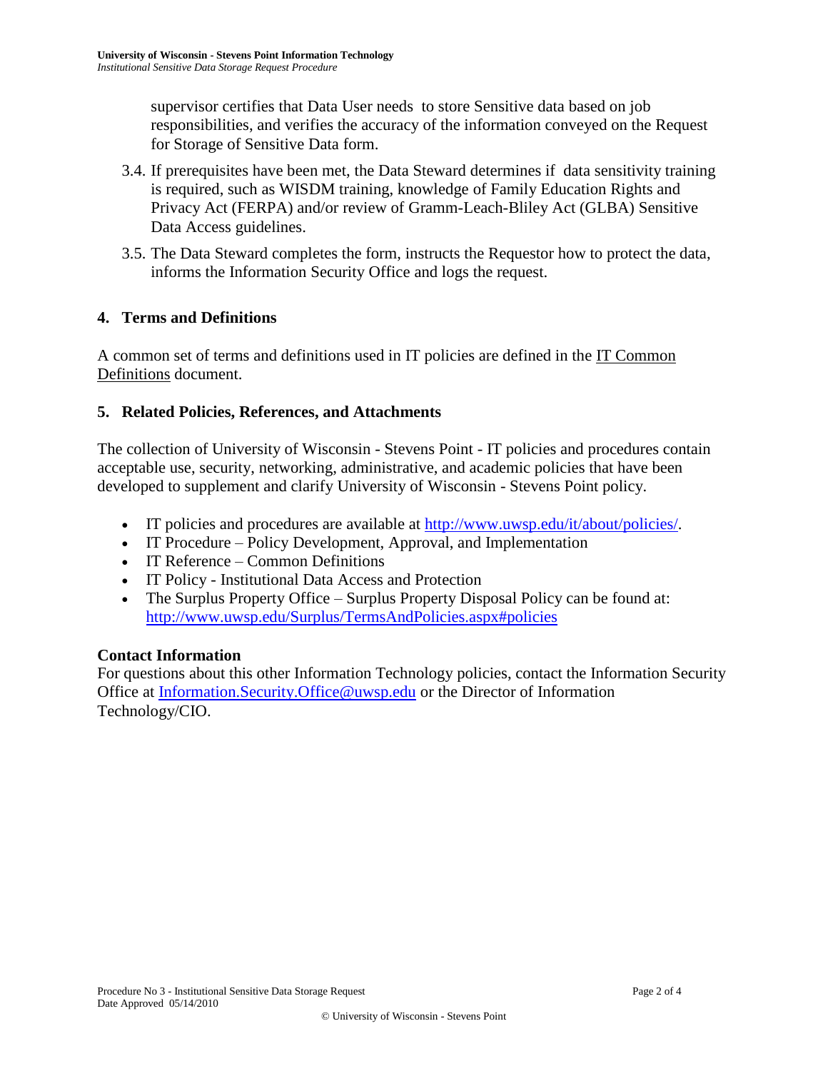supervisor certifies that Data User needs to store Sensitive data based on job responsibilities, and verifies the accuracy of the information conveyed on the Request for Storage of Sensitive Data form.

3.4. If prerequisites have been met, the Data Steward determines if data sensitivity training is required, such as WISDM training, knowledge of Family Education Rights and Privacy Act (FERPA) and/or review of Gramm-Leach-Bliley Act (GLBA) Sensitive Data Access guidelines.

3.5. The Data Steward completes the form, instructs the Requestor how to protect the data, informs the Information Security Office and logs the request.

## 4. Terms and Definitions

A common set of terms and definitions used in IT policies are defined in the IT Common Definitions document.

## 5. Related Policies, References, and Attachments

The collection of University of Wisconsin - Stevens Point - IT policies and procedures contain acceptable use, security, networking, administrative, and academic policies that have been developed to supplement and clarify University of Wisconsin - Stevens Point policy.

- IT policies and procedures are available at http://www.uwsp.edu/it/about/policies/.
- IT Procedure – Policy Development, Approval, and Implementation
- IT Reference – Common Definitions
- IT Policy - Institutional Data Access and Protection
- The Surplus Property Office – Surplus Property Disposal Policy can be found at: http://www.uwsp.edu/Surplus/TermsAndPolicies.aspx#policies

**Contact Information**

For questions about this other Information Technology policies, contact the Information Security Office at Information.Security.Office@uwsp.edu or the Director of Information Technology/CIO.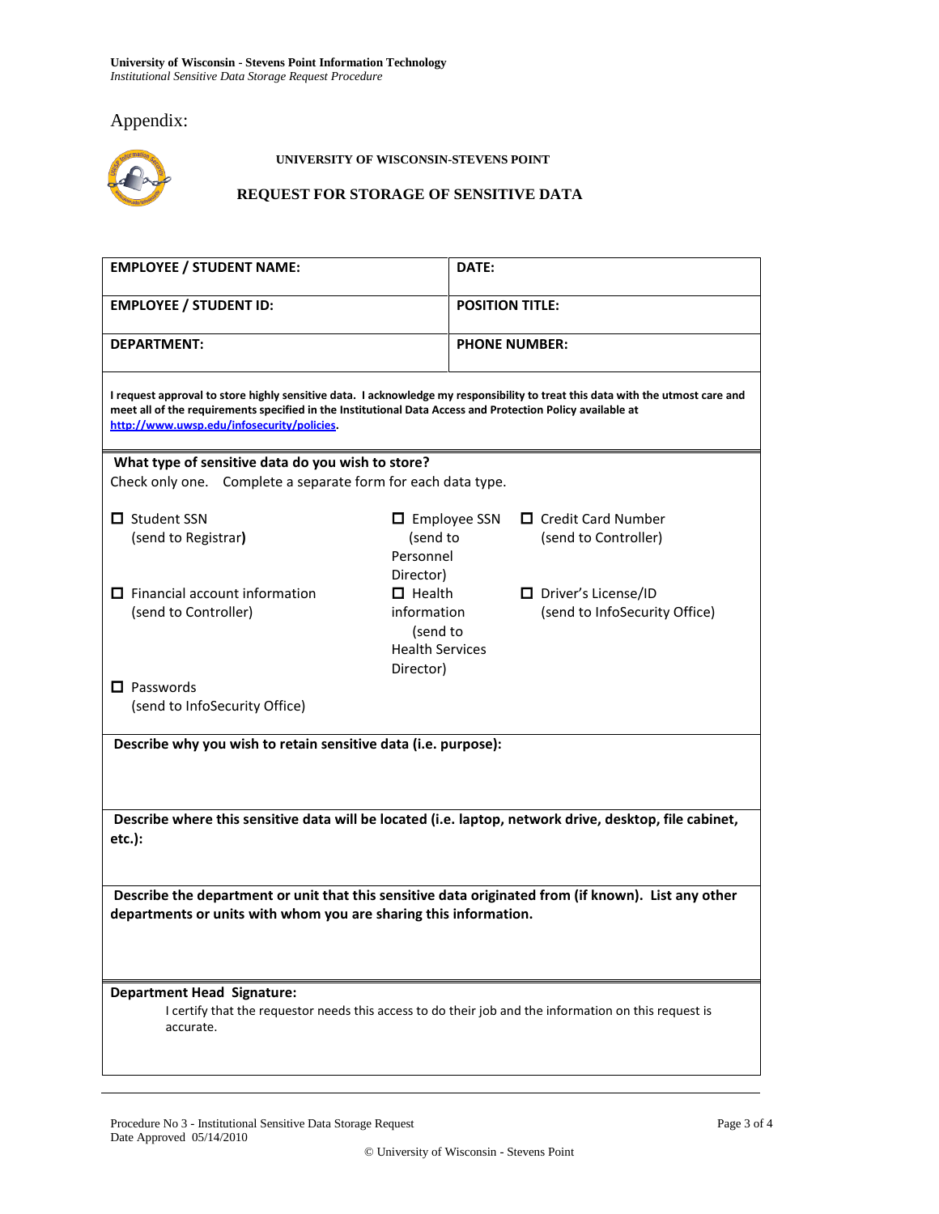Appendix:

**UNIVERSITY OF WISCONSIN-STEVENS POINT**

## REQUEST FOR STORAGE OF SENSITIVE DATA

| **EMPLOYEE / STUDENT NAME:** | **DATE:** |
|---|---|
| **EMPLOYEE / STUDENT ID:** | **POSITION TITLE:** |
| **DEPARTMENT:** | **PHONE NUMBER:** |

**I request approval to store highly sensitive data. I acknowledge my responsibility to treat this data with the utmost care and meet all of the requirements specified in the Institutional Data Access and Protection Policy available at http://www.uwsp.edu/infosecurity/policies.**

**What type of sensitive data do you wish to store?**

Check only one. Complete a separate form for each data type.

- ☐ Student SSN (send to Registrar)
- ☐ Employee SSN (send to Personnel Director)
- ☐ Credit Card Number (send to Controller)
- ☐ Financial account information (send to Controller)
- ☐ Health information (send to Health Services Director)
- ☐ Driver's License/ID (send to InfoSecurity Office)
- ☐ Passwords (send to InfoSecurity Office)

**Describe why you wish to retain sensitive data (i.e. purpose):**

**Describe where this sensitive data will be located (i.e. laptop, network drive, desktop, file cabinet, etc.):**

**Describe the department or unit that this sensitive data originated from (if known). List any other departments or units with whom you are sharing this information.**

**Department Head Signature:**

I certify that the requestor needs this access to do their job and the information on this request is accurate.

Procedure No 3 - Institutional Sensitive Data Storage Request
Date Approved 05/14/2010

© University of Wisconsin - Stevens Point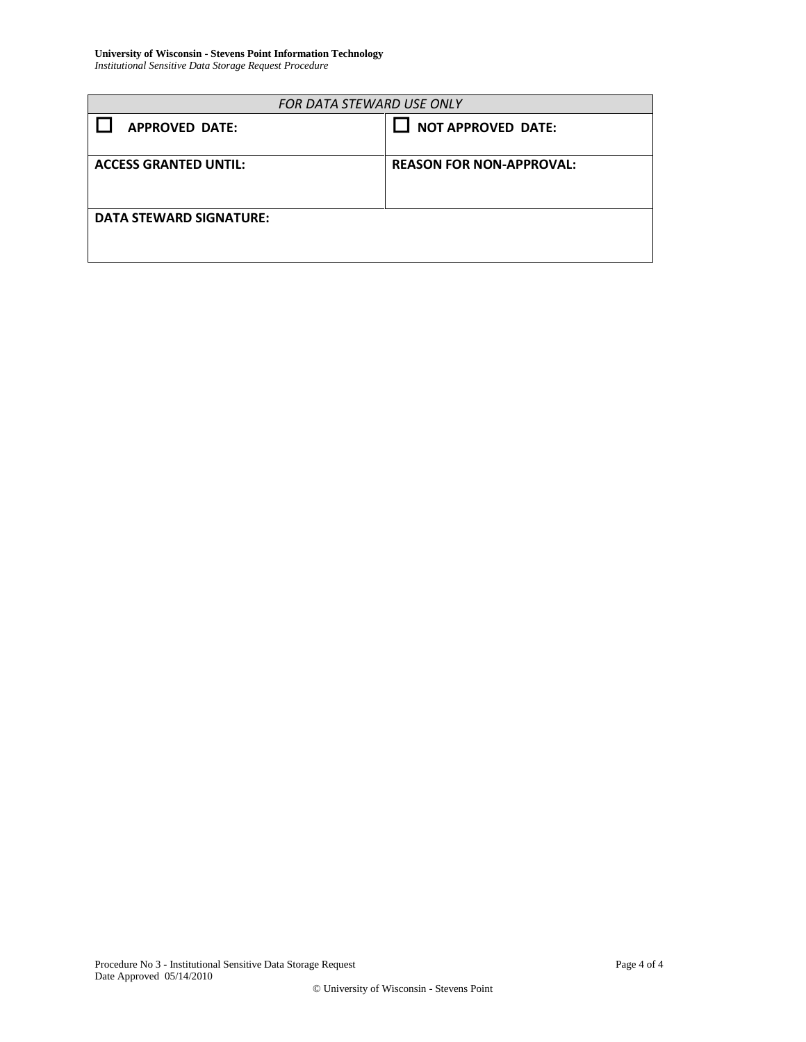| *FOR DATA STEWARD USE ONLY* | |
|---|---|
| ☐ **APPROVED DATE:** | ☐ **NOT APPROVED DATE:** |
| **ACCESS GRANTED UNTIL:** | **REASON FOR NON-APPROVAL:** |
| **DATA STEWARD SIGNATURE:** | |